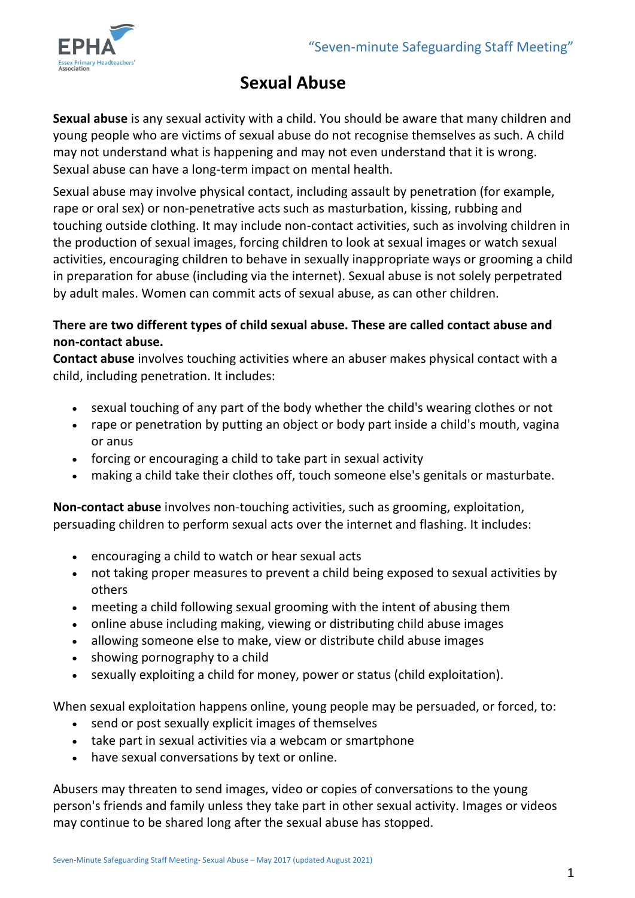# Sexual Abuse

**Sexual abuse** is any sexual activity with a child. You should be aware that many children and young people who are victims of sexual abuse do not recognise themselves as such. A child may not understand what is happening and may not even understand that it is wrong. Sexual abuse can have a long-term impact on mental health.

Sexual abuse may involve physical contact, including assault by penetration (for example, rape or oral sex) or non-penetrative acts such as masturbation, kissing, rubbing and touching outside clothing. It may include non-contact activities, such as involving children in the production of sexual images, forcing children to look at sexual images or watch sexual activities, encouraging children to behave in sexually inappropriate ways or grooming a child in preparation for abuse (including via the internet). Sexual abuse is not solely perpetrated by adult males. Women can commit acts of sexual abuse, as can other children.

**There are two different types of child sexual abuse. These are called contact abuse and non-contact abuse.**

**Contact abuse** involves touching activities where an abuser makes physical contact with a child, including penetration. It includes:

- sexual touching of any part of the body whether the child's wearing clothes or not
- rape or penetration by putting an object or body part inside a child's mouth, vagina or anus
- forcing or encouraging a child to take part in sexual activity
- making a child take their clothes off, touch someone else's genitals or masturbate.

**Non-contact abuse** involves non-touching activities, such as grooming, exploitation, persuading children to perform sexual acts over the internet and flashing. It includes:

- encouraging a child to watch or hear sexual acts
- not taking proper measures to prevent a child being exposed to sexual activities by others
- meeting a child following sexual grooming with the intent of abusing them
- online abuse including making, viewing or distributing child abuse images
- allowing someone else to make, view or distribute child abuse images
- showing pornography to a child
- sexually exploiting a child for money, power or status (child exploitation).

When sexual exploitation happens online, young people may be persuaded, or forced, to:

- send or post sexually explicit images of themselves
- take part in sexual activities via a webcam or smartphone
- have sexual conversations by text or online.

Abusers may threaten to send images, video or copies of conversations to the young person's friends and family unless they take part in other sexual activity. Images or videos may continue to be shared long after the sexual abuse has stopped.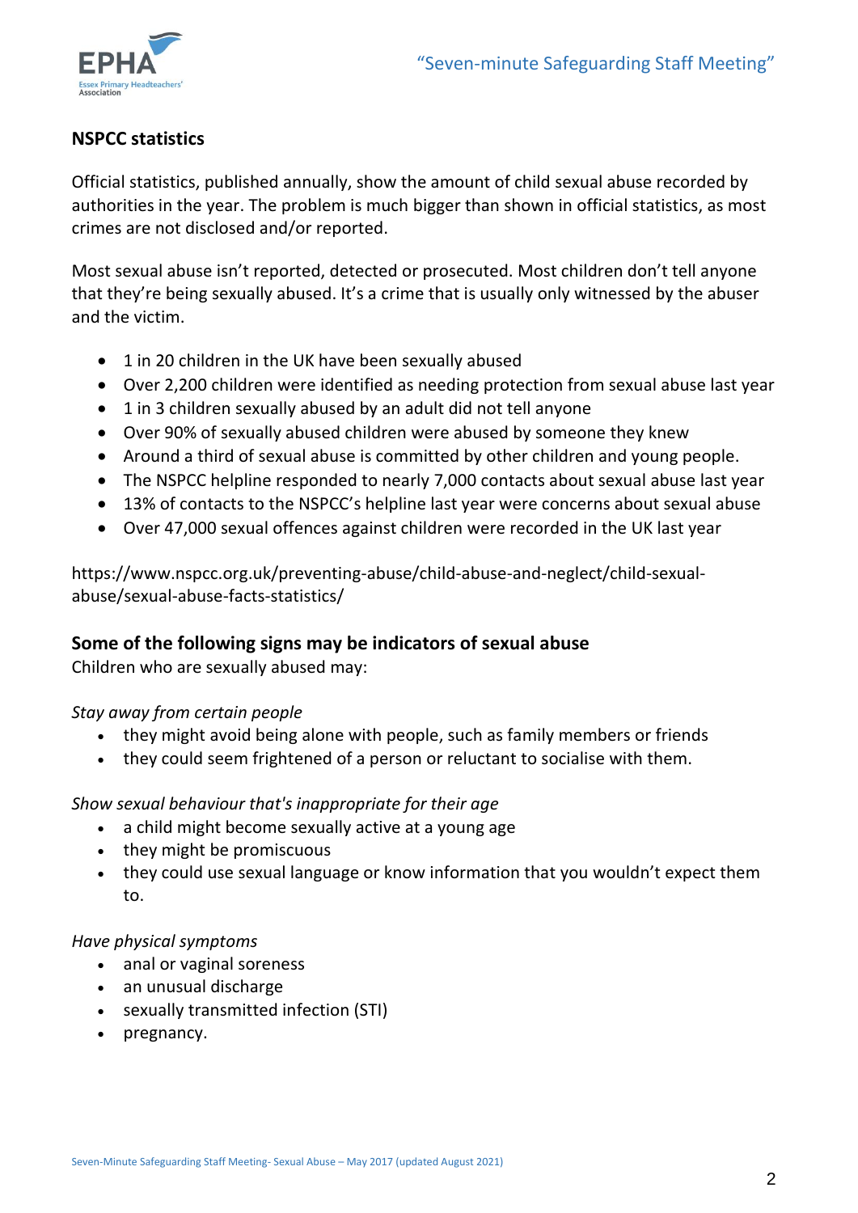## NSPCC statistics

Official statistics, published annually, show the amount of child sexual abuse recorded by authorities in the year. The problem is much bigger than shown in official statistics, as most crimes are not disclosed and/or reported.

Most sexual abuse isn't reported, detected or prosecuted. Most children don't tell anyone that they're being sexually abused. It's a crime that is usually only witnessed by the abuser and the victim.

- 1 in 20 children in the UK have been sexually abused
- Over 2,200 children were identified as needing protection from sexual abuse last year
- 1 in 3 children sexually abused by an adult did not tell anyone
- Over 90% of sexually abused children were abused by someone they knew
- Around a third of sexual abuse is committed by other children and young people.
- The NSPCC helpline responded to nearly 7,000 contacts about sexual abuse last year
- 13% of contacts to the NSPCC's helpline last year were concerns about sexual abuse
- Over 47,000 sexual offences against children were recorded in the UK last year

https://www.nspcc.org.uk/preventing-abuse/child-abuse-and-neglect/child-sexual-abuse/sexual-abuse-facts-statistics/

## Some of the following signs may be indicators of sexual abuse

Children who are sexually abused may:

*Stay away from certain people*

- they might avoid being alone with people, such as family members or friends
- they could seem frightened of a person or reluctant to socialise with them.

*Show sexual behaviour that's inappropriate for their age*

- a child might become sexually active at a young age
- they might be promiscuous
- they could use sexual language or know information that you wouldn't expect them to.

*Have physical symptoms*

- anal or vaginal soreness
- an unusual discharge
- sexually transmitted infection (STI)
- pregnancy.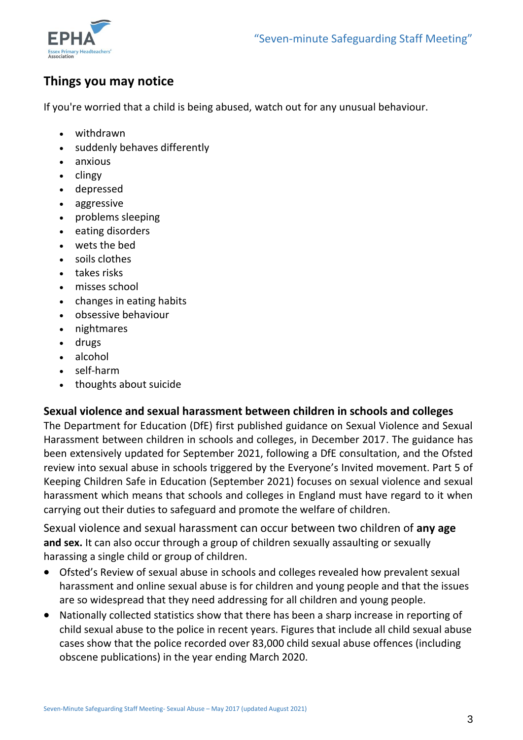## Things you may notice

If you're worried that a child is being abused, watch out for any unusual behaviour.

- withdrawn
- suddenly behaves differently
- anxious
- clingy
- depressed
- aggressive
- problems sleeping
- eating disorders
- wets the bed
- soils clothes
- takes risks
- misses school
- changes in eating habits
- obsessive behaviour
- nightmares
- drugs
- alcohol
- self-harm
- thoughts about suicide

### Sexual violence and sexual harassment between children in schools and colleges

The Department for Education (DfE) first published guidance on Sexual Violence and Sexual Harassment between children in schools and colleges, in December 2017. The guidance has been extensively updated for September 2021, following a DfE consultation, and the Ofsted review into sexual abuse in schools triggered by the Everyone's Invited movement. Part 5 of Keeping Children Safe in Education (September 2021) focuses on sexual violence and sexual harassment which means that schools and colleges in England must have regard to it when carrying out their duties to safeguard and promote the welfare of children.

Sexual violence and sexual harassment can occur between two children of **any age and sex.** It can also occur through a group of children sexually assaulting or sexually harassing a single child or group of children.

- Ofsted's Review of sexual abuse in schools and colleges revealed how prevalent sexual harassment and online sexual abuse is for children and young people and that the issues are so widespread that they need addressing for all children and young people.
- Nationally collected statistics show that there has been a sharp increase in reporting of child sexual abuse to the police in recent years. Figures that include all child sexual abuse cases show that the police recorded over 83,000 child sexual abuse offences (including obscene publications) in the year ending March 2020.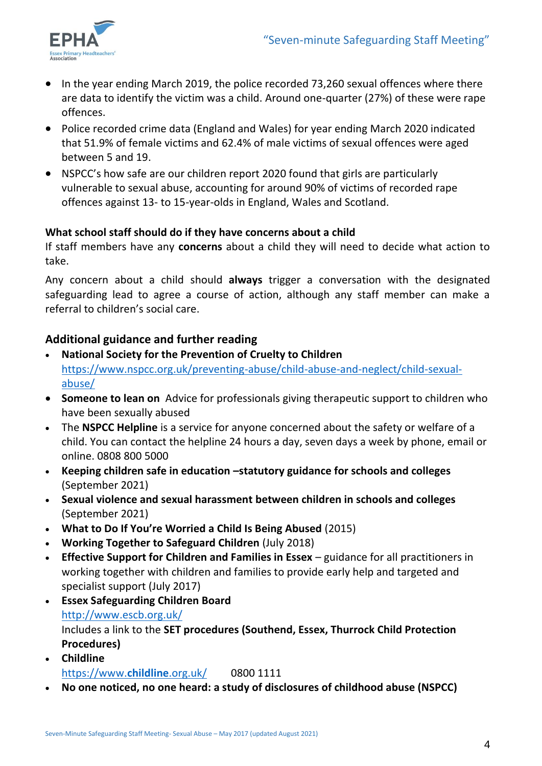- In the year ending March 2019, the police recorded 73,260 sexual offences where there are data to identify the victim was a child. Around one-quarter (27%) of these were rape offences.
- Police recorded crime data (England and Wales) for year ending March 2020 indicated that 51.9% of female victims and 62.4% of male victims of sexual offences were aged between 5 and 19.
- NSPCC's how safe are our children report 2020 found that girls are particularly vulnerable to sexual abuse, accounting for around 90% of victims of recorded rape offences against 13- to 15-year-olds in England, Wales and Scotland.

**What school staff should do if they have concerns about a child**

If staff members have any **concerns** about a child they will need to decide what action to take.

Any concern about a child should **always** trigger a conversation with the designated safeguarding lead to agree a course of action, although any staff member can make a referral to children's social care.

### Additional guidance and further reading

- **National Society for the Prevention of Cruelty to Children**
  https://www.nspcc.org.uk/preventing-abuse/child-abuse-and-neglect/child-sexual-abuse/
- **Someone to lean on** Advice for professionals giving therapeutic support to children who have been sexually abused
- The **NSPCC Helpline** is a service for anyone concerned about the safety or welfare of a child. You can contact the helpline 24 hours a day, seven days a week by phone, email or online. 0808 800 5000
- **Keeping children safe in education –statutory guidance for schools and colleges** (September 2021)
- **Sexual violence and sexual harassment between children in schools and colleges** (September 2021)
- **What to Do If You're Worried a Child Is Being Abused** (2015)
- **Working Together to Safeguard Children** (July 2018)
- **Effective Support for Children and Families in Essex** – guidance for all practitioners in working together with children and families to provide early help and targeted and specialist support (July 2017)
- **Essex Safeguarding Children Board**
  http://www.escb.org.uk/
  Includes a link to the **SET procedures (Southend, Essex, Thurrock Child Protection Procedures)**
- **Childline**
  https://www.childline.org.uk/ 0800 1111
- **No one noticed, no one heard: a study of disclosures of childhood abuse (NSPCC)**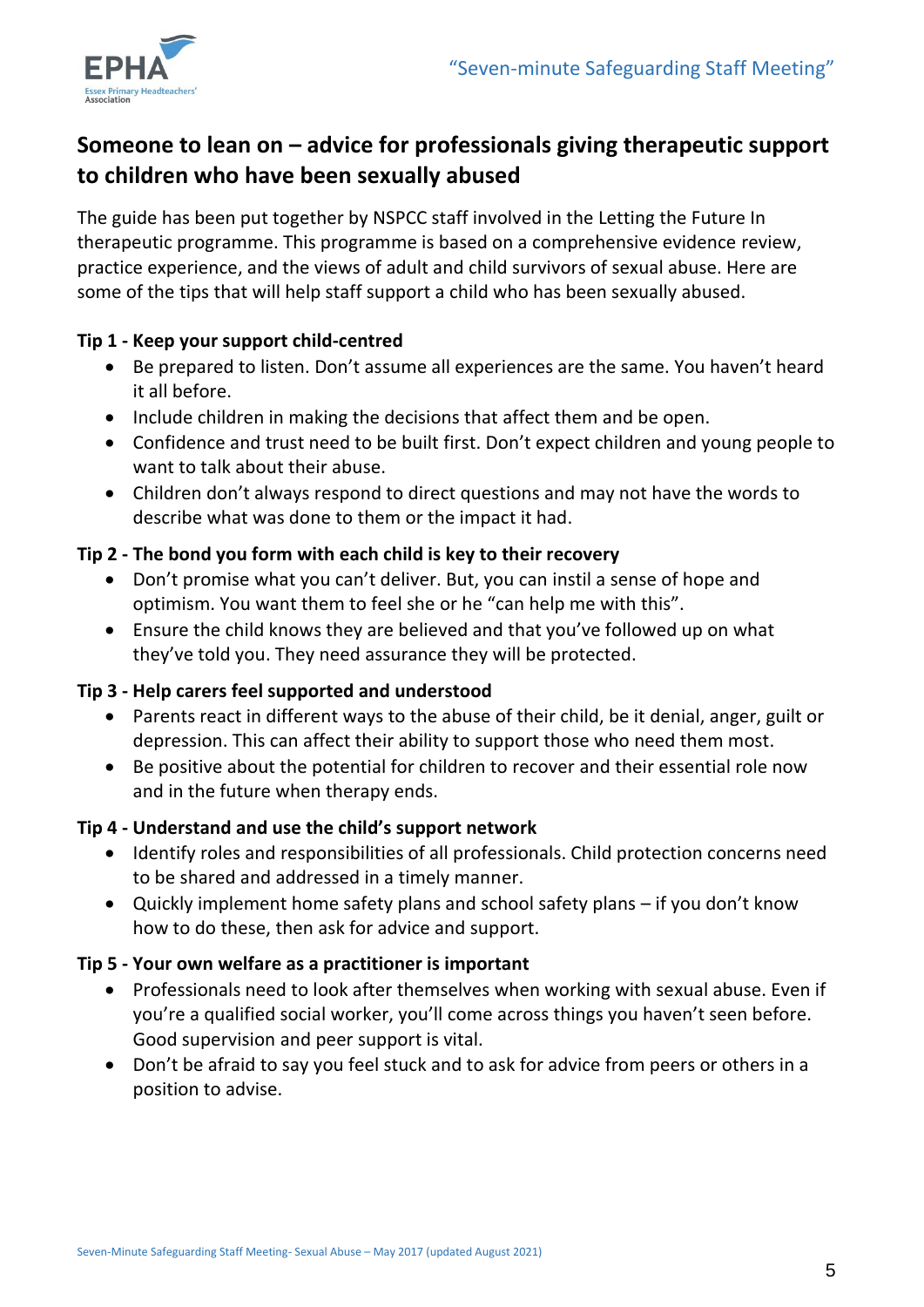## Someone to lean on – advice for professionals giving therapeutic support to children who have been sexually abused

The guide has been put together by NSPCC staff involved in the Letting the Future In therapeutic programme. This programme is based on a comprehensive evidence review, practice experience, and the views of adult and child survivors of sexual abuse. Here are some of the tips that will help staff support a child who has been sexually abused.

**Tip 1 - Keep your support child-centred**

- Be prepared to listen. Don't assume all experiences are the same. You haven't heard it all before.
- Include children in making the decisions that affect them and be open.
- Confidence and trust need to be built first. Don't expect children and young people to want to talk about their abuse.
- Children don't always respond to direct questions and may not have the words to describe what was done to them or the impact it had.

**Tip 2 - The bond you form with each child is key to their recovery**

- Don't promise what you can't deliver. But, you can instil a sense of hope and optimism. You want them to feel she or he "can help me with this".
- Ensure the child knows they are believed and that you've followed up on what they've told you. They need assurance they will be protected.

**Tip 3 - Help carers feel supported and understood**

- Parents react in different ways to the abuse of their child, be it denial, anger, guilt or depression. This can affect their ability to support those who need them most.
- Be positive about the potential for children to recover and their essential role now and in the future when therapy ends.

**Tip 4 - Understand and use the child's support network**

- Identify roles and responsibilities of all professionals. Child protection concerns need to be shared and addressed in a timely manner.
- Quickly implement home safety plans and school safety plans – if you don't know how to do these, then ask for advice and support.

**Tip 5 - Your own welfare as a practitioner is important**

- Professionals need to look after themselves when working with sexual abuse. Even if you're a qualified social worker, you'll come across things you haven't seen before. Good supervision and peer support is vital.
- Don't be afraid to say you feel stuck and to ask for advice from peers or others in a position to advise.